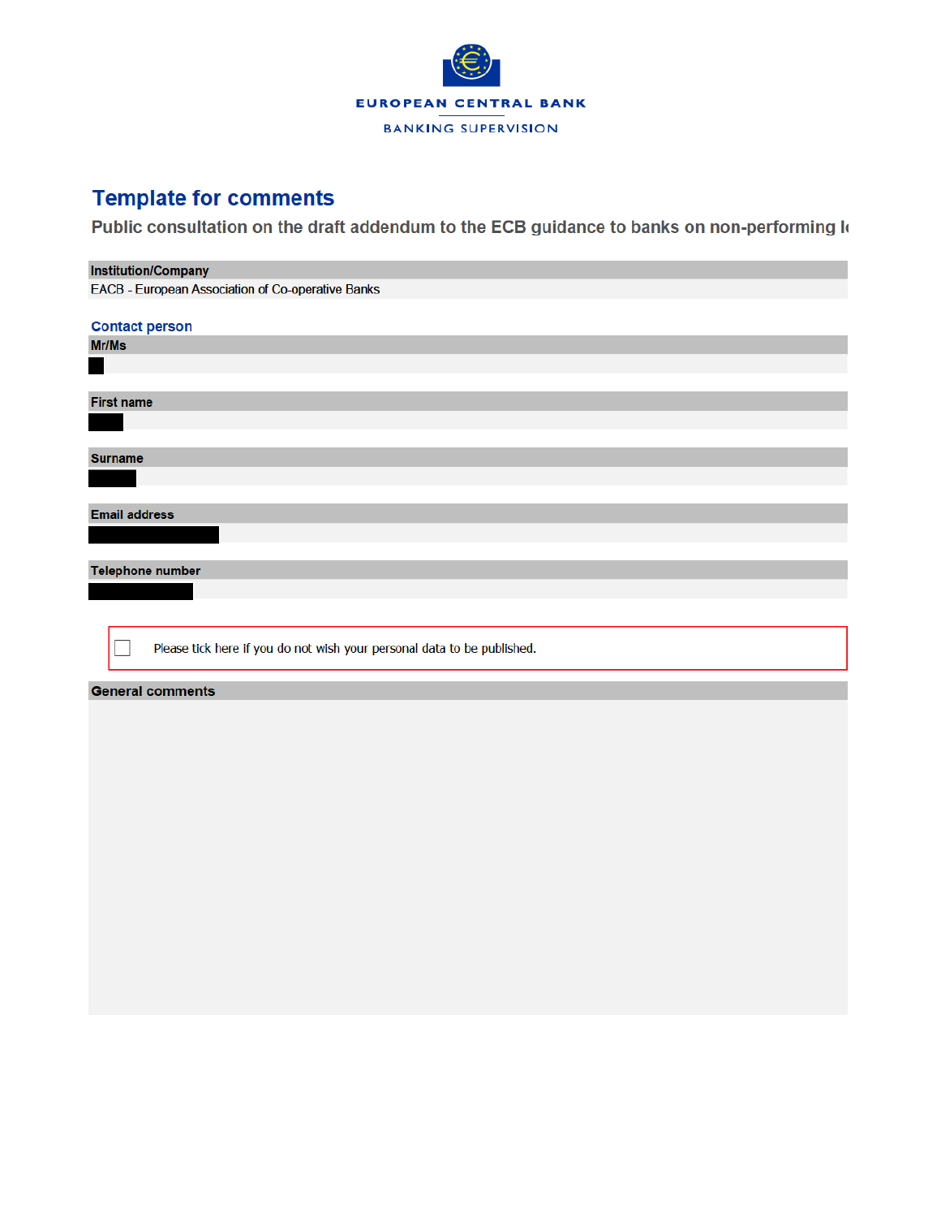EUROPEAN CENTRAL BANK

BANKING SUPERVISION

# Template for comments

## Public consultation on the draft addendum to the ECB guidance to banks on non-performing l

**Institution/Company**

EACB - European Association of Co-operative Banks

### Contact person

**Mr/Ms**

**First name**

**Surname**

**Email address**

**Telephone number**

☐ Please tick here if you do not wish your personal data to be published.

**General comments**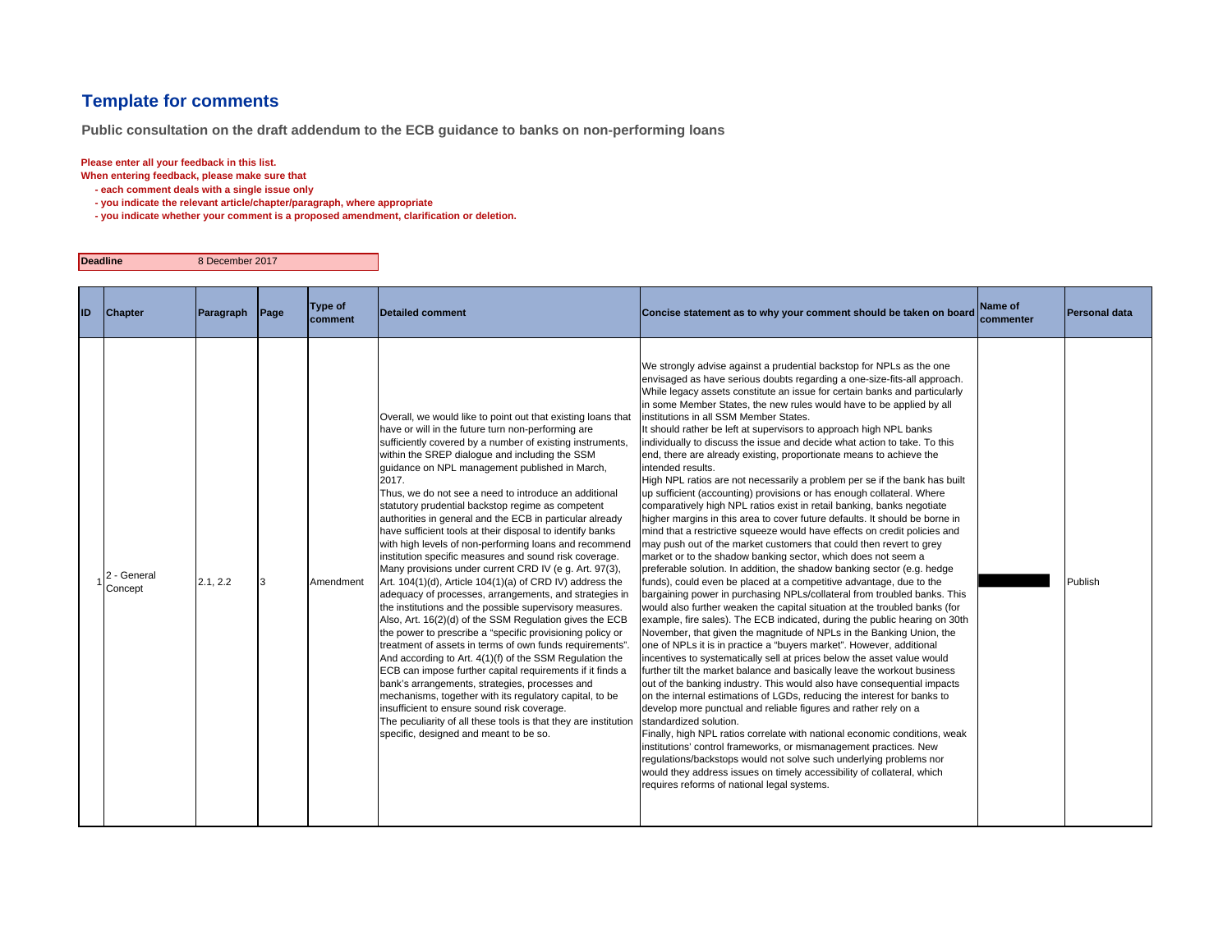# Template for comments

**Public consultation on the draft addendum to the ECB guidance to banks on non-performing loans**

**Please enter all your feedback in this list.**
**When entering feedback, please make sure that**
- **each comment deals with a single issue only**
- **you indicate the relevant article/chapter/paragraph, where appropriate**
- **you indicate whether your comment is a proposed amendment, clarification or deletion.**

| **Deadline** | 8 December 2017 |
|---|---|

| ID | Chapter | Paragraph | Page | Type of comment | Detailed comment | Concise statement as to why your comment should be taken on board | Name of commenter | Personal data |
|---|---|---|---|---|---|---|---|---|
| 1 | 2 - General Concept | 2.1, 2.2 | 3 | Amendment | Overall, we would like to point out that existing loans that have or will in the future turn non-performing are sufficiently covered by a number of existing instruments, within the SREP dialogue and including the SSM guidance on NPL management published in March, 2017.<br>Thus, we do not see a need to introduce an additional statutory prudential backstop regime as competent authorities in general and the ECB in particular already have sufficient tools at their disposal to identify banks with high levels of non-performing loans and recommend institution specific measures and sound risk coverage. Many provisions under current CRD IV (e g. Art. 97(3), Art. 104(1)(d), Article 104(1)(a) of CRD IV) address the adequacy of processes, arrangements, and strategies in the institutions and the possible supervisory measures. Also, Art. 16(2)(d) of the SSM Regulation gives the ECB the power to prescribe a "specific provisioning policy or treatment of assets in terms of own funds requirements". And according to Art. 4(1)(f) of the SSM Regulation the ECB can impose further capital requirements if it finds a bank's arrangements, strategies, processes and mechanisms, together with its regulatory capital, to be insufficient to ensure sound risk coverage.<br>The peculiarity of all these tools is that they are institution specific, designed and meant to be so. | We strongly advise against a prudential backstop for NPLs as the one envisaged as have serious doubts regarding a one-size-fits-all approach. While legacy assets constitute an issue for certain banks and particularly in some Member States, the new rules would have to be applied by all institutions in all SSM Member States.<br>It should rather be left at supervisors to approach high NPL banks individually to discuss the issue and decide what action to take. To this end, there are already existing, proportionate means to achieve the intended results.<br>High NPL ratios are not necessarily a problem per se if the bank has built up sufficient (accounting) provisions or has enough collateral. Where comparatively high NPL ratios exist in retail banking, banks negotiate higher margins in this area to cover future defaults. It should be borne in mind that a restrictive squeeze would have effects on credit policies and may push out of the market customers that could then revert to grey market or to the shadow banking sector, which does not seem a preferable solution. In addition, the shadow banking sector (e.g. hedge funds), could even be placed at a competitive advantage, due to the bargaining power in purchasing NPLs/collateral from troubled banks. This would also further weaken the capital situation at the troubled banks (for example, fire sales). The ECB indicated, during the public hearing on 30th November, that given the magnitude of NPLs in the Banking Union, the one of NPLs it is in practice a "buyers market". However, additional incentives to systematically sell at prices below the asset value would further tilt the market balance and basically leave the workout business out of the banking industry. This would also have consequential impacts on the internal estimations of LGDs, reducing the interest for banks to develop more punctual and reliable figures and rather rely on a standardized solution.<br>Finally, high NPL ratios correlate with national economic conditions, weak institutions' control frameworks, or mismanagement practices. New regulations/backstops would not solve such underlying problems nor would they address issues on timely accessibility of collateral, which requires reforms of national legal systems. | | Publish |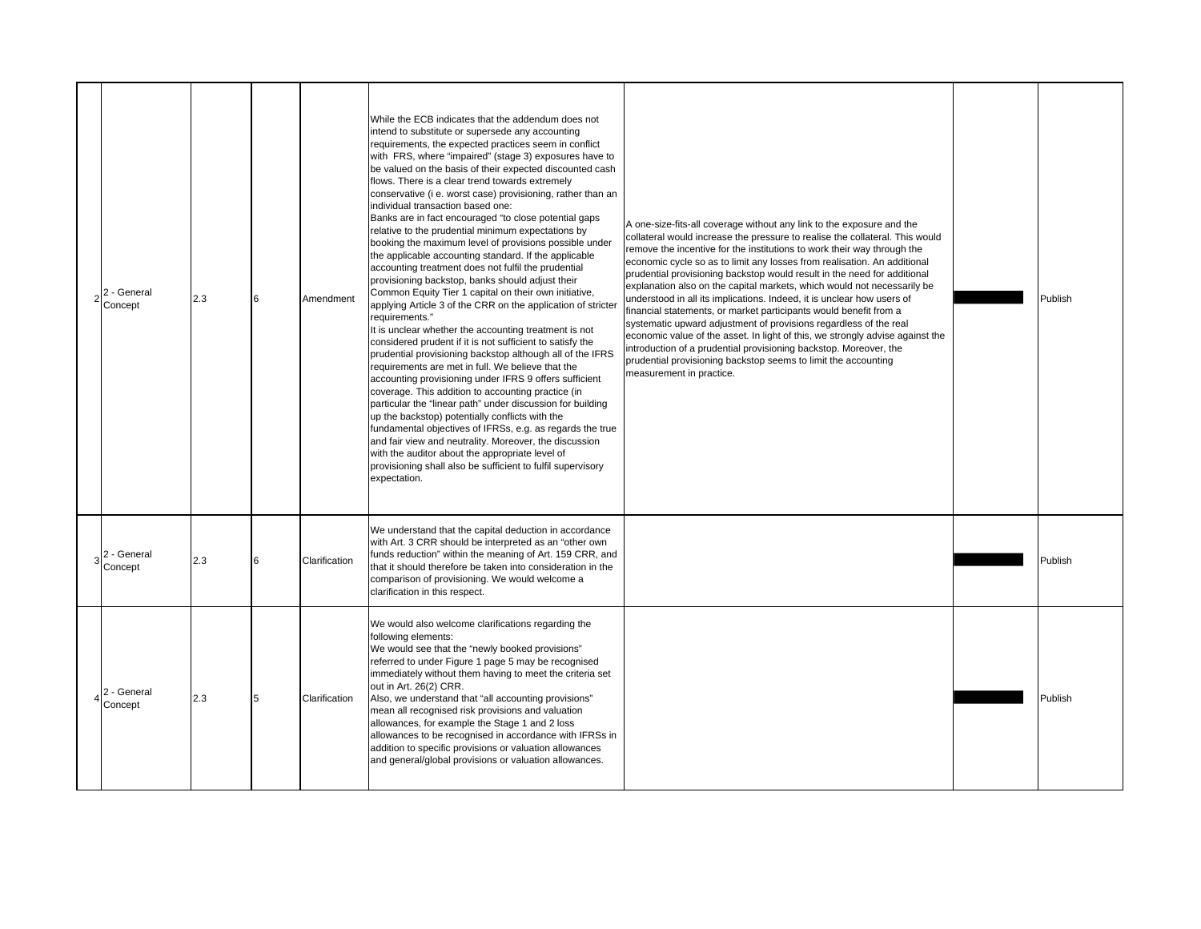| | | | | | | | | |
|---|---|---|---|---|---|---|---|---|
| 2 | 2 - General Concept | 2.3 | 6 | Amendment | While the ECB indicates that the addendum does not intend to substitute or supersede any accounting requirements, the expected practices seem in conflict with FRS, where "impaired" (stage 3) exposures have to be valued on the basis of their expected discounted cash flows. There is a clear trend towards extremely conservative (i e. worst case) provisioning, rather than an individual transaction based one:<br>Banks are in fact encouraged "to close potential gaps relative to the prudential minimum expectations by booking the maximum level of provisions possible under the applicable accounting standard. If the applicable accounting treatment does not fulfil the prudential provisioning backstop, banks should adjust their Common Equity Tier 1 capital on their own initiative, applying Article 3 of the CRR on the application of stricter requirements."<br>It is unclear whether the accounting treatment is not considered prudent if it is not sufficient to satisfy the prudential provisioning backstop although all of the IFRS requirements are met in full. We believe that the accounting provisioning under IFRS 9 offers sufficient coverage. This addition to accounting practice (in particular the "linear path" under discussion for building up the backstop) potentially conflicts with the fundamental objectives of IFRSs, e.g. as regards the true and fair view and neutrality. Moreover, the discussion with the auditor about the appropriate level of provisioning shall also be sufficient to fulfil supervisory expectation. | A one-size-fits-all coverage without any link to the exposure and the collateral would increase the pressure to realise the collateral. This would remove the incentive for the institutions to work their way through the economic cycle so as to limit any losses from realisation. An additional prudential provisioning backstop would result in the need for additional explanation also on the capital markets, which would not necessarily be understood in all its implications. Indeed, it is unclear how users of financial statements, or market participants would benefit from a systematic upward adjustment of provisions regardless of the real economic value of the asset. In light of this, we strongly advise against the introduction of a prudential provisioning backstop. Moreover, the prudential provisioning backstop seems to limit the accounting measurement in practice. | | Publish |
| 3 | 2 - General Concept | 2.3 | 6 | Clarification | We understand that the capital deduction in accordance with Art. 3 CRR should be interpreted as an "other own funds reduction" within the meaning of Art. 159 CRR, and that it should therefore be taken into consideration in the comparison of provisioning. We would welcome a clarification in this respect. | | | Publish |
| 4 | 2 - General Concept | 2.3 | 5 | Clarification | We would also welcome clarifications regarding the following elements:<br>We would see that the "newly booked provisions" referred to under Figure 1 page 5 may be recognised immediately without them having to meet the criteria set out in Art. 26(2) CRR.<br>Also, we understand that "all accounting provisions" mean all recognised risk provisions and valuation allowances, for example the Stage 1 and 2 loss allowances to be recognised in accordance with IFRSs in addition to specific provisions or valuation allowances and general/global provisions or valuation allowances. | | | Publish |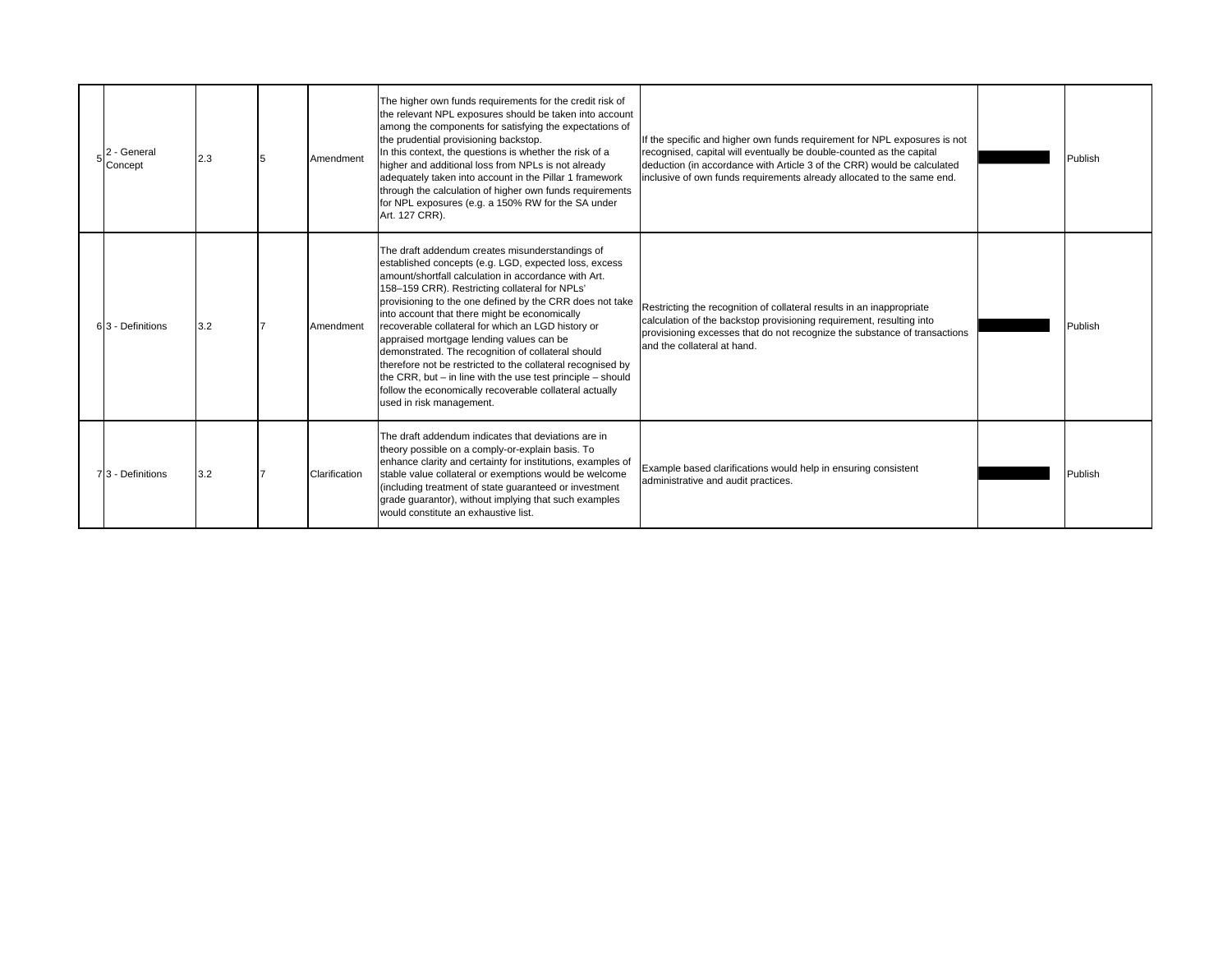| | | | | | | | | |
|---|---|---|---|---|---|---|---|---|
| 5 | 2 - General Concept | 2.3 | 5 | Amendment | The higher own funds requirements for the credit risk of the relevant NPL exposures should be taken into account among the components for satisfying the expectations of the prudential provisioning backstop.<br>In this context, the questions is whether the risk of a higher and additional loss from NPLs is not already adequately taken into account in the Pillar 1 framework through the calculation of higher own funds requirements for NPL exposures (e.g. a 150% RW for the SA under Art. 127 CRR). | If the specific and higher own funds requirement for NPL exposures is not recognised, capital will eventually be double-counted as the capital deduction (in accordance with Article 3 of the CRR) would be calculated inclusive of own funds requirements already allocated to the same end. | ██████ | Publish |
| 6 | 3 - Definitions | 3.2 | 7 | Amendment | The draft addendum creates misunderstandings of established concepts (e.g. LGD, expected loss, excess amount/shortfall calculation in accordance with Art. 158–159 CRR). Restricting collateral for NPLs' provisioning to the one defined by the CRR does not take into account that there might be economically recoverable collateral for which an LGD history or appraised mortgage lending values can be demonstrated. The recognition of collateral should therefore not be restricted to the collateral recognised by the CRR, but – in line with the use test principle – should follow the economically recoverable collateral actually used in risk management. | Restricting the recognition of collateral results in an inappropriate calculation of the backstop provisioning requirement, resulting into provisioning excesses that do not recognize the substance of transactions and the collateral at hand. | ██████ | Publish |
| 7 | 3 - Definitions | 3.2 | 7 | Clarification | The draft addendum indicates that deviations are in theory possible on a comply-or-explain basis. To enhance clarity and certainty for institutions, examples of stable value collateral or exemptions would be welcome (including treatment of state guaranteed or investment grade guarantor), without implying that such examples would constitute an exhaustive list. | Example based clarifications would help in ensuring consistent administrative and audit practices. | ██████ | Publish |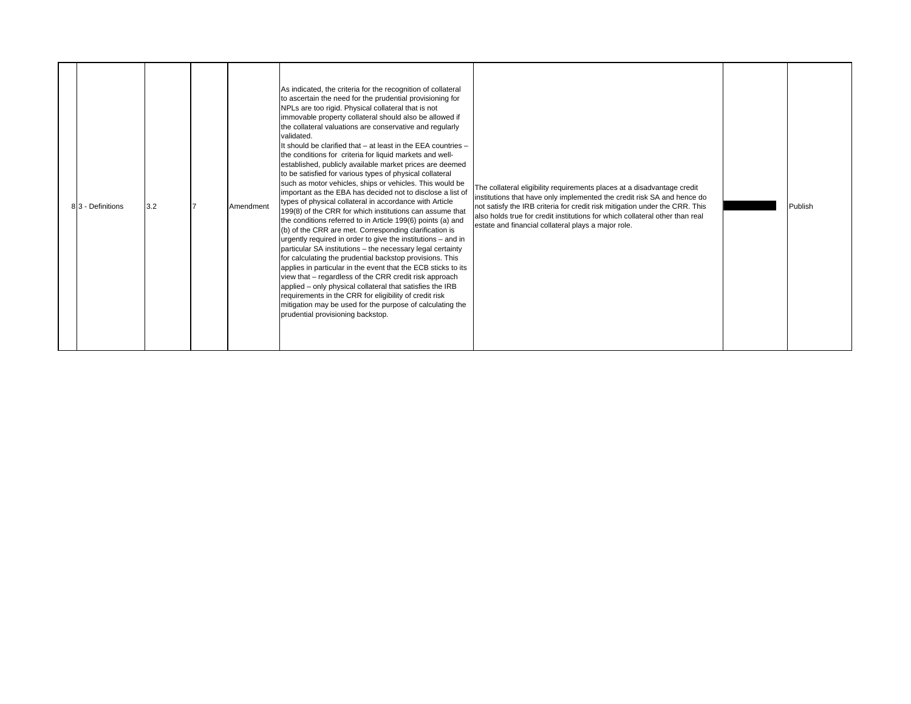| 8 | 3 - Definitions | 3.2 | 7 | Amendment | As indicated, the criteria for the recognition of collateral to ascertain the need for the prudential provisioning for NPLs are too rigid. Physical collateral that is not immovable property collateral should also be allowed if the collateral valuations are conservative and regularly validated.<br>It should be clarified that – at least in the EEA countries – the conditions for criteria for liquid markets and well-established, publicly available market prices are deemed to be satisfied for various types of physical collateral such as motor vehicles, ships or vehicles. This would be important as the EBA has decided not to disclose a list of types of physical collateral in accordance with Article 199(8) of the CRR for which institutions can assume that the conditions referred to in Article 199(6) points (a) and (b) of the CRR are met. Corresponding clarification is urgently required in order to give the institutions – and in particular SA institutions – the necessary legal certainty for calculating the prudential backstop provisions. This applies in particular in the event that the ECB sticks to its view that – regardless of the CRR credit risk approach applied – only physical collateral that satisfies the IRB requirements in the CRR for eligibility of credit risk mitigation may be used for the purpose of calculating the prudential provisioning backstop. | The collateral eligibility requirements places at a disadvantage credit institutions that have only implemented the credit risk SA and hence do not satisfy the IRB criteria for credit risk mitigation under the CRR. This also holds true for credit institutions for which collateral other than real estate and financial collateral plays a major role. | | Publish |
|---|---|---|---|---|---|---|---|---|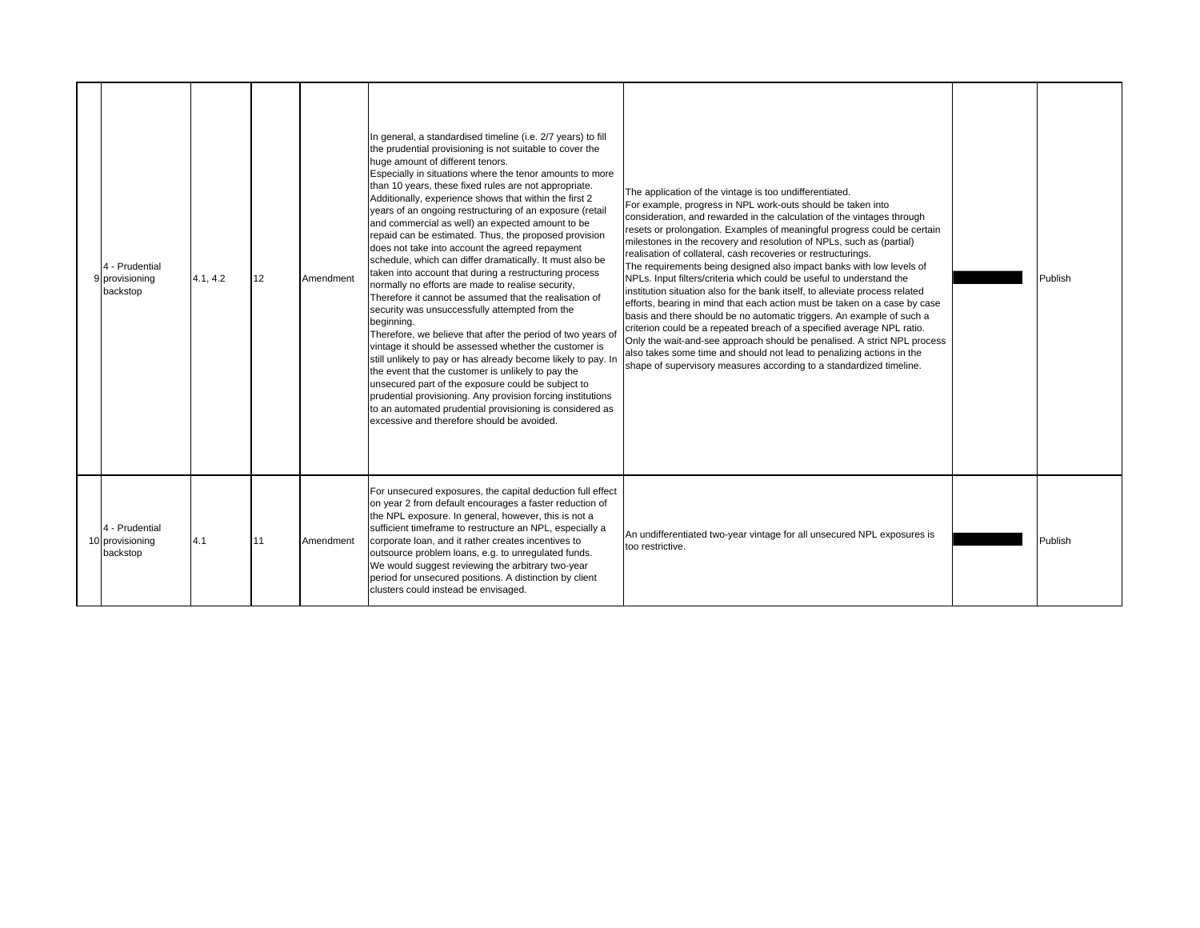| 9 | 4 - Prudential provisioning backstop | 4.1, 4.2 | 12 | Amendment | In general, a standardised timeline (i.e. 2/7 years) to fill the prudential provisioning is not suitable to cover the huge amount of different tenors.<br>Especially in situations where the tenor amounts to more than 10 years, these fixed rules are not appropriate. Additionally, experience shows that within the first 2 years of an ongoing restructuring of an exposure (retail and commercial as well) an expected amount to be repaid can be estimated. Thus, the proposed provision does not take into account the agreed repayment schedule, which can differ dramatically. It must also be taken into account that during a restructuring process normally no efforts are made to realise security, Therefore it cannot be assumed that the realisation of security was unsuccessfully attempted from the beginning.<br>Therefore, we believe that after the period of two years of vintage it should be assessed whether the customer is still unlikely to pay or has already become likely to pay. In the event that the customer is unlikely to pay the unsecured part of the exposure could be subject to prudential provisioning. Any provision forcing institutions to an automated prudential provisioning is considered as excessive and therefore should be avoided. | The application of the vintage is too undifferentiated.<br>For example, progress in NPL work-outs should be taken into consideration, and rewarded in the calculation of the vintages through resets or prolongation. Examples of meaningful progress could be certain milestones in the recovery and resolution of NPLs, such as (partial) realisation of collateral, cash recoveries or restructurings.<br>The requirements being designed also impact banks with low levels of NPLs. Input filters/criteria which could be useful to understand the institution situation also for the bank itself, to alleviate process related efforts, bearing in mind that each action must be taken on a case by case basis and there should be no automatic triggers. An example of such a criterion could be a repeated breach of a specified average NPL ratio. Only the wait-and-see approach should be penalised. A strict NPL process also takes some time and should not lead to penalizing actions in the shape of supervisory measures according to a standardized timeline. | | Publish |
|---|---|---|---|---|---|---|---|---|
| 10 | 4 - Prudential provisioning backstop | 4.1 | 11 | Amendment | For unsecured exposures, the capital deduction full effect on year 2 from default encourages a faster reduction of the NPL exposure. In general, however, this is not a sufficient timeframe to restructure an NPL, especially a corporate loan, and it rather creates incentives to outsource problem loans, e.g. to unregulated funds.<br>We would suggest reviewing the arbitrary two-year period for unsecured positions. A distinction by client clusters could instead be envisaged. | An undifferentiated two-year vintage for all unsecured NPL exposures is too restrictive. | | Publish |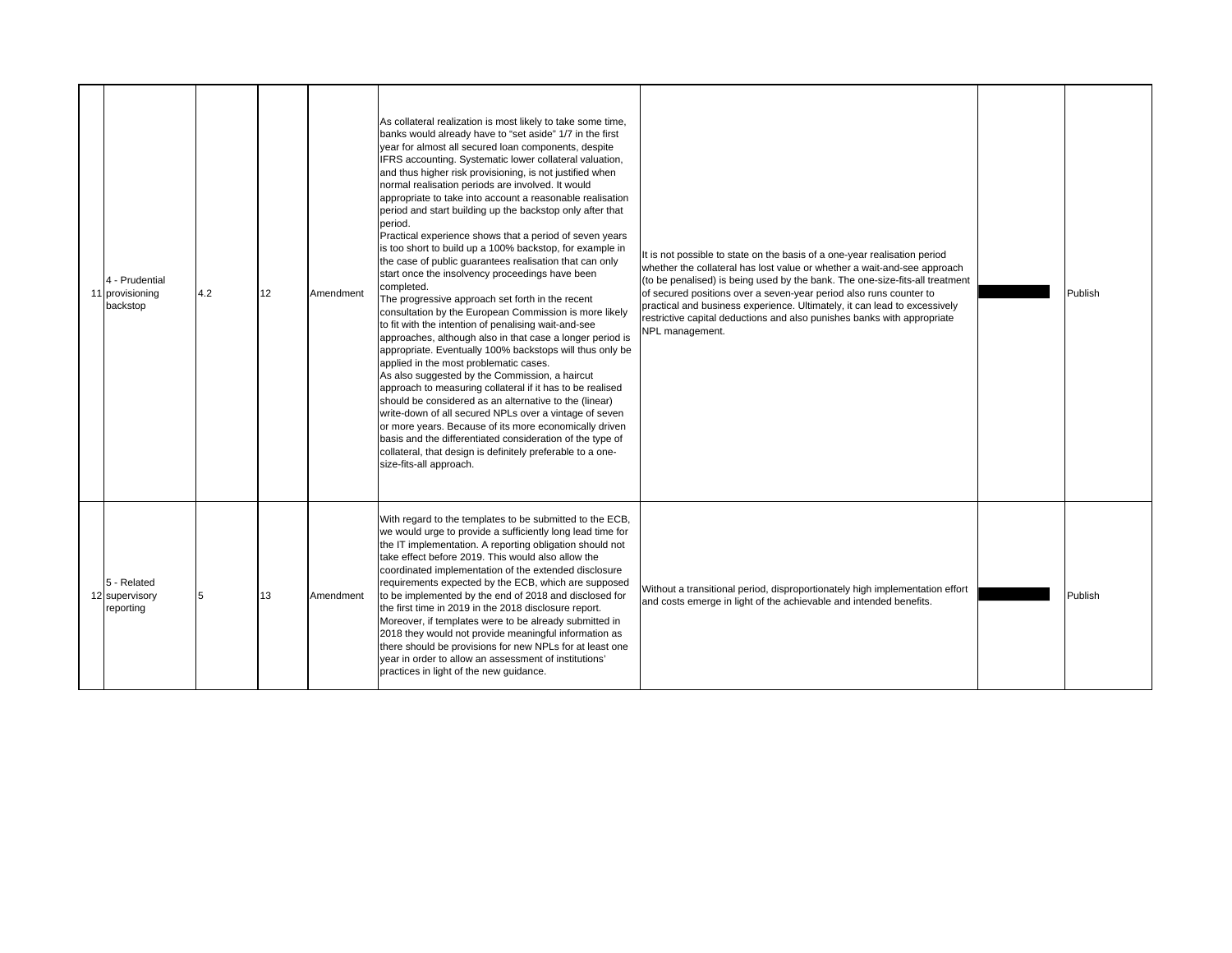| | | | | | | | | |
|---|---|---|---|---|---|---|---|---|
| 11 | 4 - Prudential provisioning backstop | 4.2 | 12 | Amendment | As collateral realization is most likely to take some time, banks would already have to "set aside" 1/7 in the first year for almost all secured loan components, despite IFRS accounting. Systematic lower collateral valuation, and thus higher risk provisioning, is not justified when normal realisation periods are involved. It would appropriate to take into account a reasonable realisation period and start building up the backstop only after that period.<br>Practical experience shows that a period of seven years is too short to build up a 100% backstop, for example in the case of public guarantees realisation that can only start once the insolvency proceedings have been completed.<br>The progressive approach set forth in the recent consultation by the European Commission is more likely to fit with the intention of penalising wait-and-see approaches, although also in that case a longer period is appropriate. Eventually 100% backstops will thus only be applied in the most problematic cases.<br>As also suggested by the Commission, a haircut approach to measuring collateral if it has to be realised should be considered as an alternative to the (linear) write-down of all secured NPLs over a vintage of seven or more years. Because of its more economically driven basis and the differentiated consideration of the type of collateral, that design is definitely preferable to a one-size-fits-all approach. | It is not possible to state on the basis of a one-year realisation period whether the collateral has lost value or whether a wait-and-see approach (to be penalised) is being used by the bank. The one-size-fits-all treatment of secured positions over a seven-year period also runs counter to practical and business experience. Ultimately, it can lead to excessively restrictive capital deductions and also punishes banks with appropriate NPL management. | | Publish |
| 12 | 5 - Related supervisory reporting | 5 | 13 | Amendment | With regard to the templates to be submitted to the ECB, we would urge to provide a sufficiently long lead time for the IT implementation. A reporting obligation should not take effect before 2019. This would also allow the coordinated implementation of the extended disclosure requirements expected by the ECB, which are supposed to be implemented by the end of 2018 and disclosed for the first time in 2019 in the 2018 disclosure report. Moreover, if templates were to be already submitted in 2018 they would not provide meaningful information as there should be provisions for new NPLs for at least one year in order to allow an assessment of institutions' practices in light of the new guidance. | Without a transitional period, disproportionately high implementation effort and costs emerge in light of the achievable and intended benefits. | | Publish |